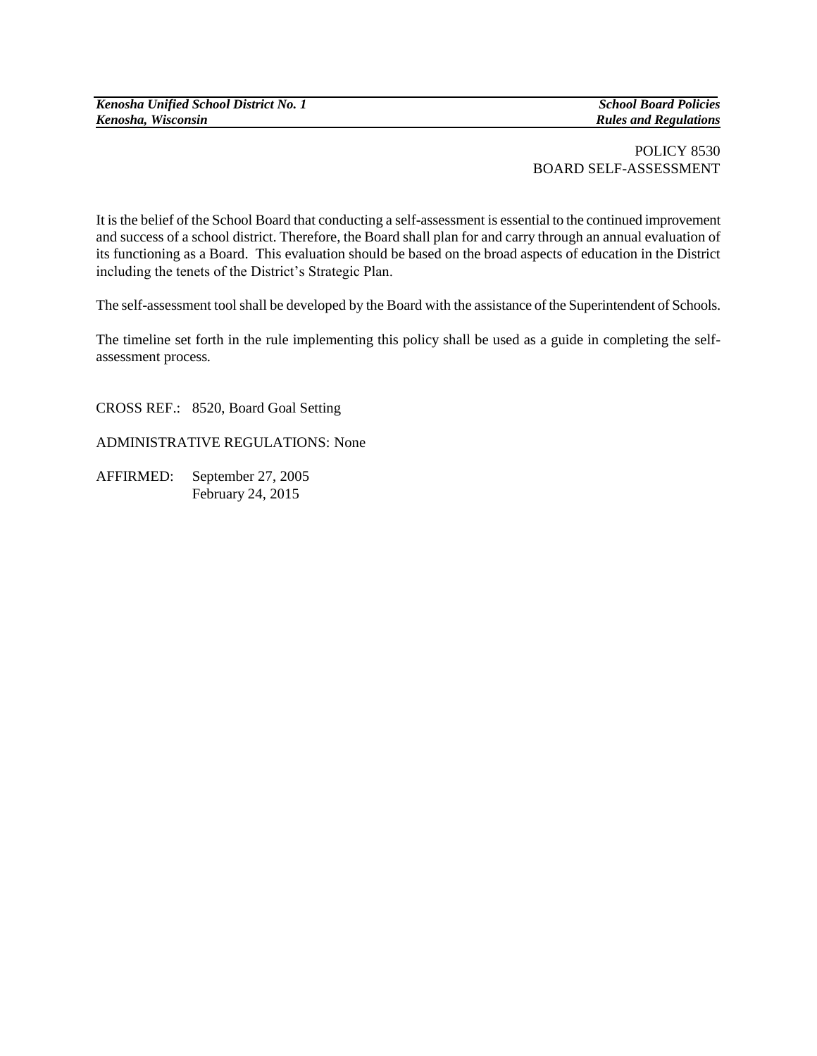# POLICY 8530
## BOARD SELF-ASSESSMENT

It is the belief of the School Board that conducting a self-assessment is essential to the continued improvement and success of a school district. Therefore, the Board shall plan for and carry through an annual evaluation of its functioning as a Board. This evaluation should be based on the broad aspects of education in the District including the tenets of the District's Strategic Plan.

The self-assessment tool shall be developed by the Board with the assistance of the Superintendent of Schools.

The timeline set forth in the rule implementing this policy shall be used as a guide in completing the self-assessment process.

CROSS REF.: 8520, Board Goal Setting

ADMINISTRATIVE REGULATIONS: None

AFFIRMED: September 27, 2005
February 24, 2015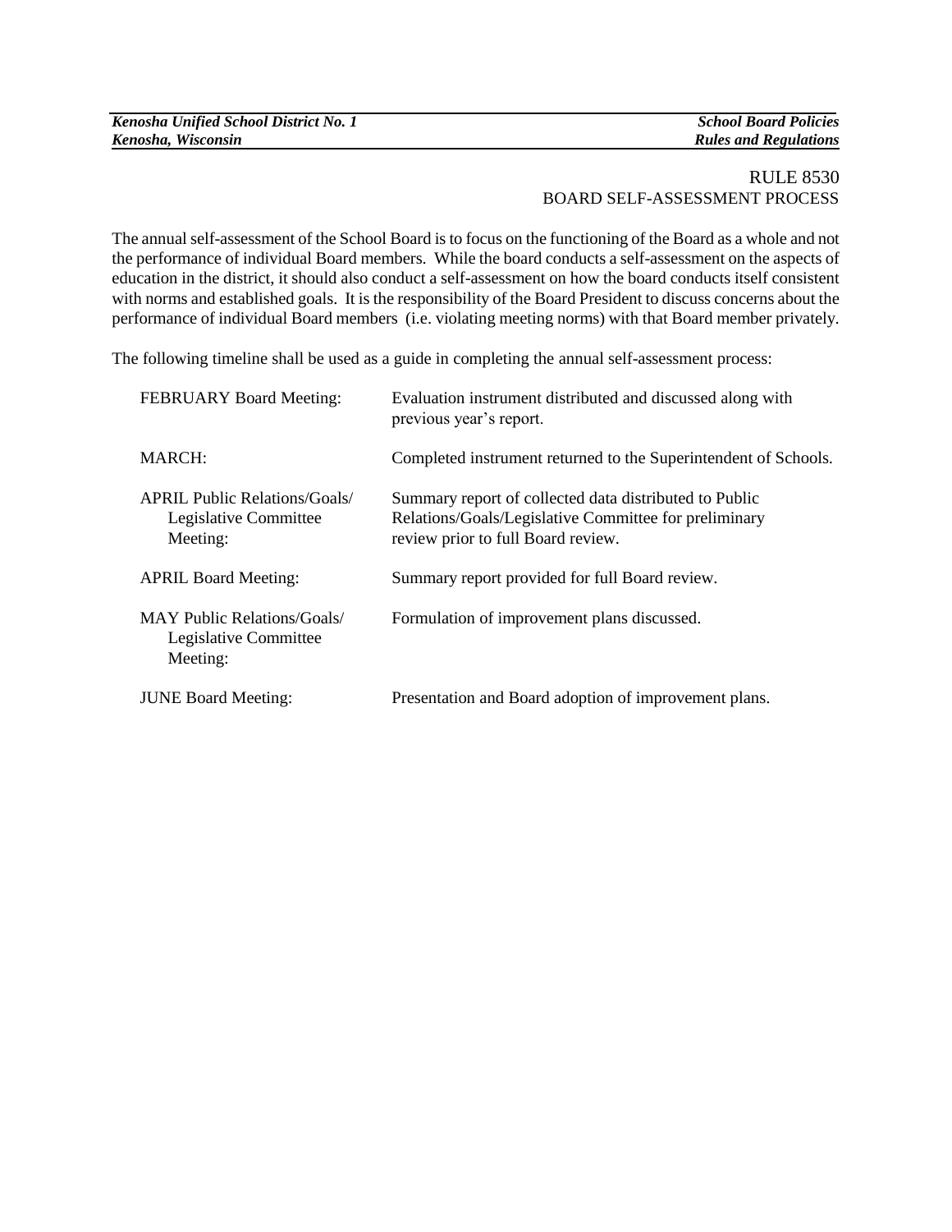# RULE 8530
## BOARD SELF-ASSESSMENT PROCESS

The annual self-assessment of the School Board is to focus on the functioning of the Board as a whole and not the performance of individual Board members. While the board conducts a self-assessment on the aspects of education in the district, it should also conduct a self-assessment on how the board conducts itself consistent with norms and established goals. It is the responsibility of the Board President to discuss concerns about the performance of individual Board members (i.e. violating meeting norms) with that Board member privately.

The following timeline shall be used as a guide in completing the annual self-assessment process:

| | |
|---|---|
| FEBRUARY Board Meeting: | Evaluation instrument distributed and discussed along with previous year's report. |
| MARCH: | Completed instrument returned to the Superintendent of Schools. |
| APRIL Public Relations/Goals/ Legislative Committee Meeting: | Summary report of collected data distributed to Public Relations/Goals/Legislative Committee for preliminary review prior to full Board review. |
| APRIL Board Meeting: | Summary report provided for full Board review. |
| MAY Public Relations/Goals/ Legislative Committee Meeting: | Formulation of improvement plans discussed. |
| JUNE Board Meeting: | Presentation and Board adoption of improvement plans. |